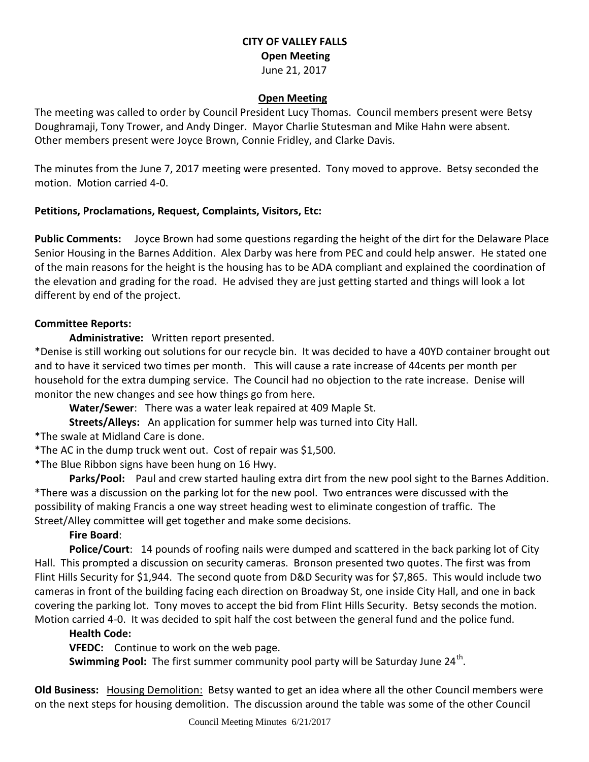# CITY OF VALLEY FALLS

**Open Meeting**

June 21, 2017

## Open Meeting

The meeting was called to order by Council President Lucy Thomas. Council members present were Betsy Doughramaji, Tony Trower, and Andy Dinger. Mayor Charlie Stutesman and Mike Hahn were absent. Other members present were Joyce Brown, Connie Fridley, and Clarke Davis.

The minutes from the June 7, 2017 meeting were presented. Tony moved to approve. Betsy seconded the motion. Motion carried 4-0.

**Petitions, Proclamations, Request, Complaints, Visitors, Etc:**

**Public Comments:** Joyce Brown had some questions regarding the height of the dirt for the Delaware Place Senior Housing in the Barnes Addition. Alex Darby was here from PEC and could help answer. He stated one of the main reasons for the height is the housing has to be ADA compliant and explained the coordination of the elevation and grading for the road. He advised they are just getting started and things will look a lot different by end of the project.

**Committee Reports:**

**Administrative:** Written report presented.

*Denise is still working out solutions for our recycle bin. It was decided to have a 40YD container brought out and to have it serviced two times per month. This will cause a rate increase of 44cents per month per household for the extra dumping service. The Council had no objection to the rate increase. Denise will monitor the new changes and see how things go from here.

**Water/Sewer**: There was a water leak repaired at 409 Maple St.

**Streets/Alleys:** An application for summer help was turned into City Hall.

*The swale at Midland Care is done.

*The AC in the dump truck went out. Cost of repair was $1,500.

*The Blue Ribbon signs have been hung on 16 Hwy.

**Parks/Pool:** Paul and crew started hauling extra dirt from the new pool sight to the Barnes Addition.

*There was a discussion on the parking lot for the new pool. Two entrances were discussed with the possibility of making Francis a one way street heading west to eliminate congestion of traffic. The Street/Alley committee will get together and make some decisions.

**Fire Board**:

**Police/Court**: 14 pounds of roofing nails were dumped and scattered in the back parking lot of City Hall. This prompted a discussion on security cameras. Bronson presented two quotes. The first was from Flint Hills Security for $1,944. The second quote from D&D Security was for $7,865. This would include two cameras in front of the building facing each direction on Broadway St, one inside City Hall, and one in back covering the parking lot. Tony moves to accept the bid from Flint Hills Security. Betsy seconds the motion. Motion carried 4-0. It was decided to spit half the cost between the general fund and the police fund.

**Health Code:**

**VFEDC:** Continue to work on the web page.

**Swimming Pool:** The first summer community pool party will be Saturday June 24th.

**Old Business:** Housing Demolition: Betsy wanted to get an idea where all the other Council members were on the next steps for housing demolition. The discussion around the table was some of the other Council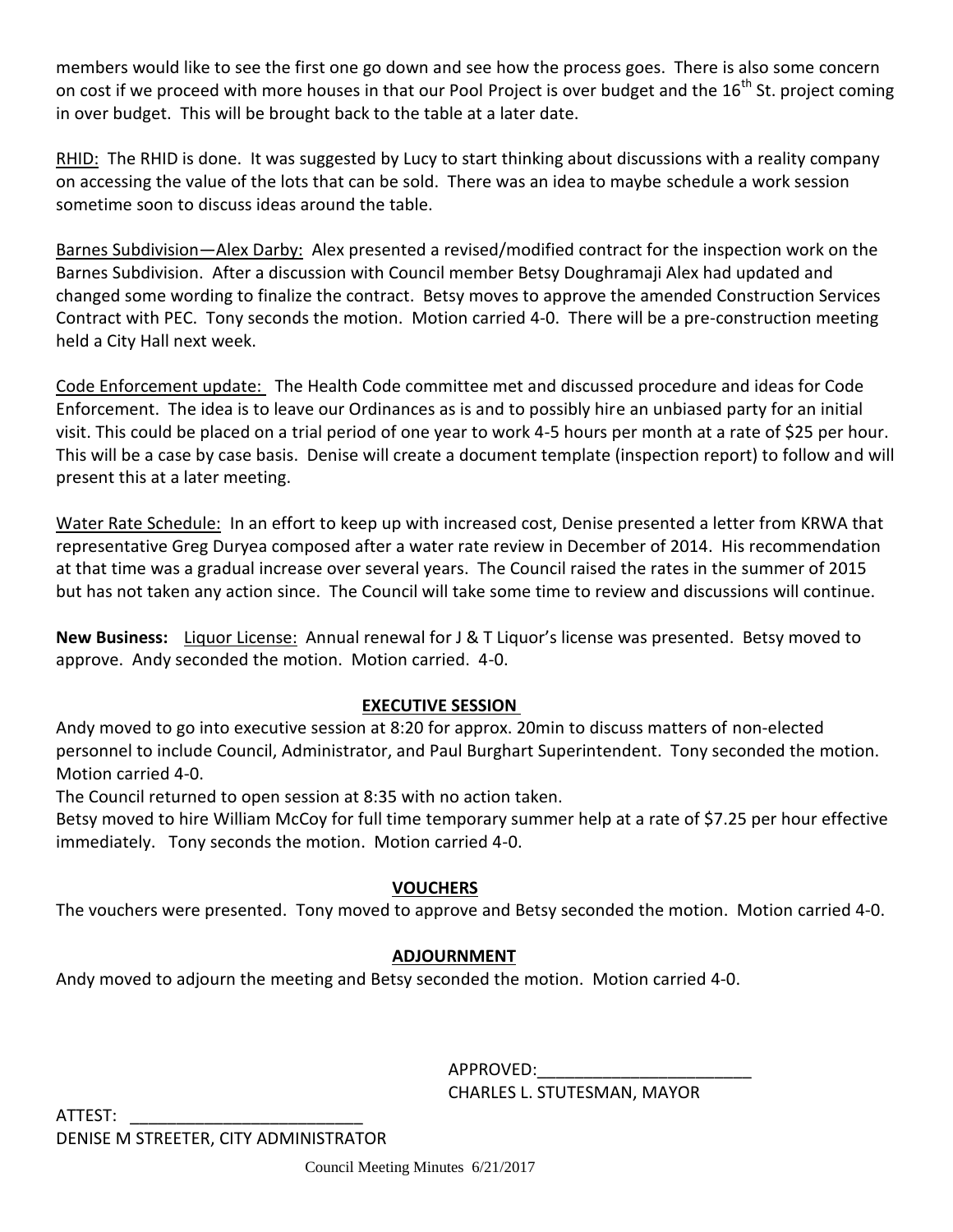members would like to see the first one go down and see how the process goes. There is also some concern on cost if we proceed with more houses in that our Pool Project is over budget and the 16th St. project coming in over budget. This will be brought back to the table at a later date.

RHID: The RHID is done. It was suggested by Lucy to start thinking about discussions with a reality company on accessing the value of the lots that can be sold. There was an idea to maybe schedule a work session sometime soon to discuss ideas around the table.

Barnes Subdivision—Alex Darby: Alex presented a revised/modified contract for the inspection work on the Barnes Subdivision. After a discussion with Council member Betsy Doughramaji Alex had updated and changed some wording to finalize the contract. Betsy moves to approve the amended Construction Services Contract with PEC. Tony seconds the motion. Motion carried 4-0. There will be a pre-construction meeting held a City Hall next week.

Code Enforcement update: The Health Code committee met and discussed procedure and ideas for Code Enforcement. The idea is to leave our Ordinances as is and to possibly hire an unbiased party for an initial visit. This could be placed on a trial period of one year to work 4-5 hours per month at a rate of $25 per hour. This will be a case by case basis. Denise will create a document template (inspection report) to follow and will present this at a later meeting.

Water Rate Schedule: In an effort to keep up with increased cost, Denise presented a letter from KRWA that representative Greg Duryea composed after a water rate review in December of 2014. His recommendation at that time was a gradual increase over several years. The Council raised the rates in the summer of 2015 but has not taken any action since. The Council will take some time to review and discussions will continue.

**New Business:** Liquor License: Annual renewal for J & T Liquor's license was presented. Betsy moved to approve. Andy seconded the motion. Motion carried. 4-0.

## EXECUTIVE SESSION

Andy moved to go into executive session at 8:20 for approx. 20min to discuss matters of non-elected personnel to include Council, Administrator, and Paul Burghart Superintendent. Tony seconded the motion. Motion carried 4-0.

The Council returned to open session at 8:35 with no action taken.

Betsy moved to hire William McCoy for full time temporary summer help at a rate of $7.25 per hour effective immediately. Tony seconds the motion. Motion carried 4-0.

## VOUCHERS

The vouchers were presented. Tony moved to approve and Betsy seconded the motion. Motion carried 4-0.

## ADJOURNMENT

Andy moved to adjourn the meeting and Betsy seconded the motion. Motion carried 4-0.

APPROVED:_______________________

CHARLES L. STUTESMAN, MAYOR

ATTEST: _________________________

DENISE M STREETER, CITY ADMINISTRATOR

Council Meeting Minutes 6/21/2017